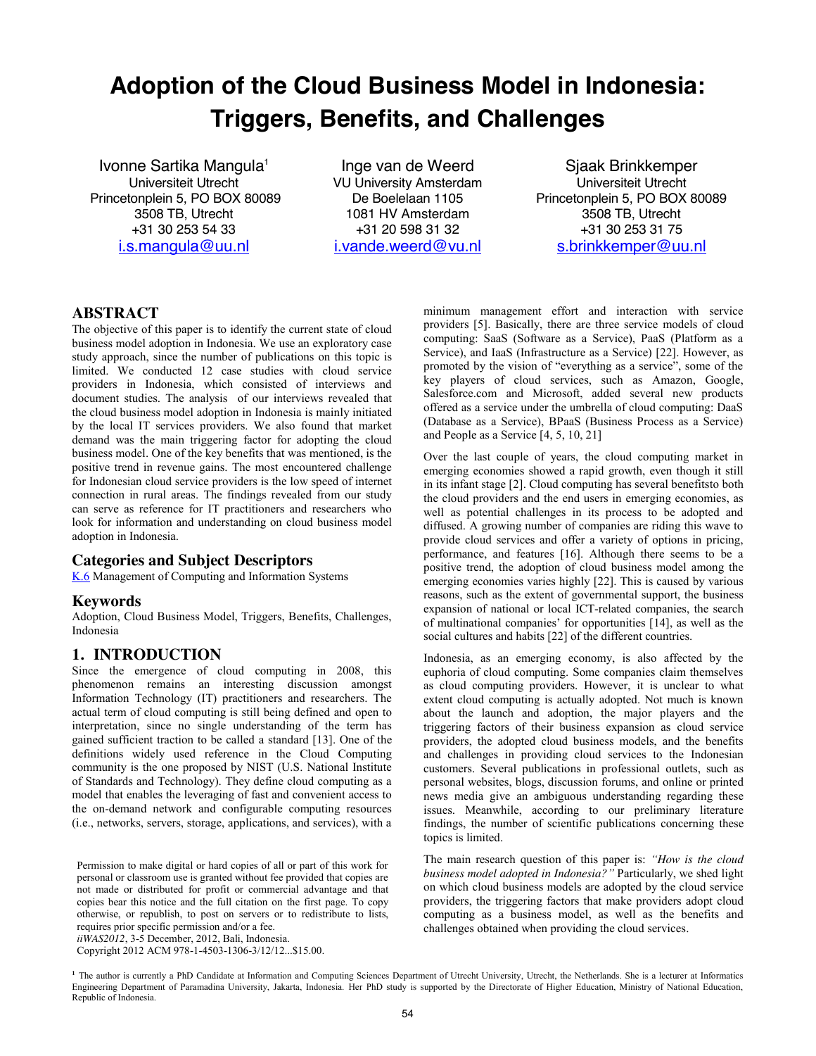# Adoption of the Cloud Business Model in Indonesia: Triggers, Benefits, and Challenges

Ivonne Sartika Mangula[1]
Universiteit Utrecht
Princetonplein 5, PO BOX 80089
3508 TB, Utrecht
+31 30 253 54 33
i.s.mangula@uu.nl

Inge van de Weerd
VU University Amsterdam
De Boelelaan 1105
1081 HV Amsterdam
+31 20 598 31 32
i.vande.weerd@vu.nl

Sjaak Brinkkemper
Universiteit Utrecht
Princetonplein 5, PO BOX 80089
3508 TB, Utrecht
+31 30 253 31 75
s.brinkkemper@uu.nl

## ABSTRACT

The objective of this paper is to identify the current state of cloud business model adoption in Indonesia. We use an exploratory case study approach, since the number of publications on this topic is limited. We conducted 12 case studies with cloud service providers in Indonesia, which consisted of interviews and document studies. The analysis of our interviews revealed that the cloud business model adoption in Indonesia is mainly initiated by the local IT services providers. We also found that market demand was the main triggering factor for adopting the cloud business model. One of the key benefits that was mentioned, is the positive trend in revenue gains. The most encountered challenge for Indonesian cloud service providers is the low speed of internet connection in rural areas. The findings revealed from our study can serve as reference for IT practitioners and researchers who look for information and understanding on cloud business model adoption in Indonesia.

## Categories and Subject Descriptors

K.6 Management of Computing and Information Systems

## Keywords

Adoption, Cloud Business Model, Triggers, Benefits, Challenges, Indonesia

## 1. INTRODUCTION

Since the emergence of cloud computing in 2008, this phenomenon remains an interesting discussion amongst Information Technology (IT) practitioners and researchers. The actual term of cloud computing is still being defined and open to interpretation, since no single understanding of the term has gained sufficient traction to be called a standard [13]. One of the definitions widely used reference in the Cloud Computing community is the one proposed by NIST (U.S. National Institute of Standards and Technology). They define cloud computing as a model that enables the leveraging of fast and convenient access to the on-demand network and configurable computing resources (i.e., networks, servers, storage, applications, and services), with a minimum management effort and interaction with service providers [5]. Basically, there are three service models of cloud computing: SaaS (Software as a Service), PaaS (Platform as a Service), and IaaS (Infrastructure as a Service) [22]. However, as promoted by the vision of "everything as a service", some of the key players of cloud services, such as Amazon, Google, Salesforce.com and Microsoft, added several new products offered as a service under the umbrella of cloud computing: DaaS (Database as a Service), BPaaS (Business Process as a Service) and People as a Service [4, 5, 10, 21]

Over the last couple of years, the cloud computing market in emerging economies showed a rapid growth, even though it still in its infant stage [2]. Cloud computing has several benefitsto both the cloud providers and the end users in emerging economies, as well as potential challenges in its process to be adopted and diffused. A growing number of companies are riding this wave to provide cloud services and offer a variety of options in pricing, performance, and features [16]. Although there seems to be a positive trend, the adoption of cloud business model among the emerging economies varies highly [22]. This is caused by various reasons, such as the extent of governmental support, the business expansion of national or local ICT-related companies, the search of multinational companies' for opportunities [14], as well as the social cultures and habits [22] of the different countries.

Indonesia, as an emerging economy, is also affected by the euphoria of cloud computing. Some companies claim themselves as cloud computing providers. However, it is unclear to what extent cloud computing is actually adopted. Not much is known about the launch and adoption, the major players and the triggering factors of their business expansion as cloud service providers, the adopted cloud business models, and the benefits and challenges in providing cloud services to the Indonesian customers. Several publications in professional outlets, such as personal websites, blogs, discussion forums, and online or printed news media give an ambiguous understanding regarding these issues. Meanwhile, according to our preliminary literature findings, the number of scientific publications concerning these topics is limited.

The main research question of this paper is: *"How is the cloud business model adopted in Indonesia?"* Particularly, we shed light on which cloud business models are adopted by the cloud service providers, the triggering factors that make providers adopt cloud computing as a business model, as well as the benefits and challenges obtained when providing the cloud services.

Permission to make digital or hard copies of all or part of this work for personal or classroom use is granted without fee provided that copies are not made or distributed for profit or commercial advantage and that copies bear this notice and the full citation on the first page. To copy otherwise, or republish, to post on servers or to redistribute to lists, requires prior specific permission and/or a fee.
*iiWAS2012*, 3-5 December, 2012, Bali, Indonesia.
Copyright 2012 ACM 978-1-4503-1306-3/12/12...$15.00.

[1] The author is currently a PhD Candidate at Information and Computing Sciences Department of Utrecht University, Utrecht, the Netherlands. She is a lecturer at Informatics Engineering Department of Paramadina University, Jakarta, Indonesia. Her PhD study is supported by the Directorate of Higher Education, Ministry of National Education, Republic of Indonesia.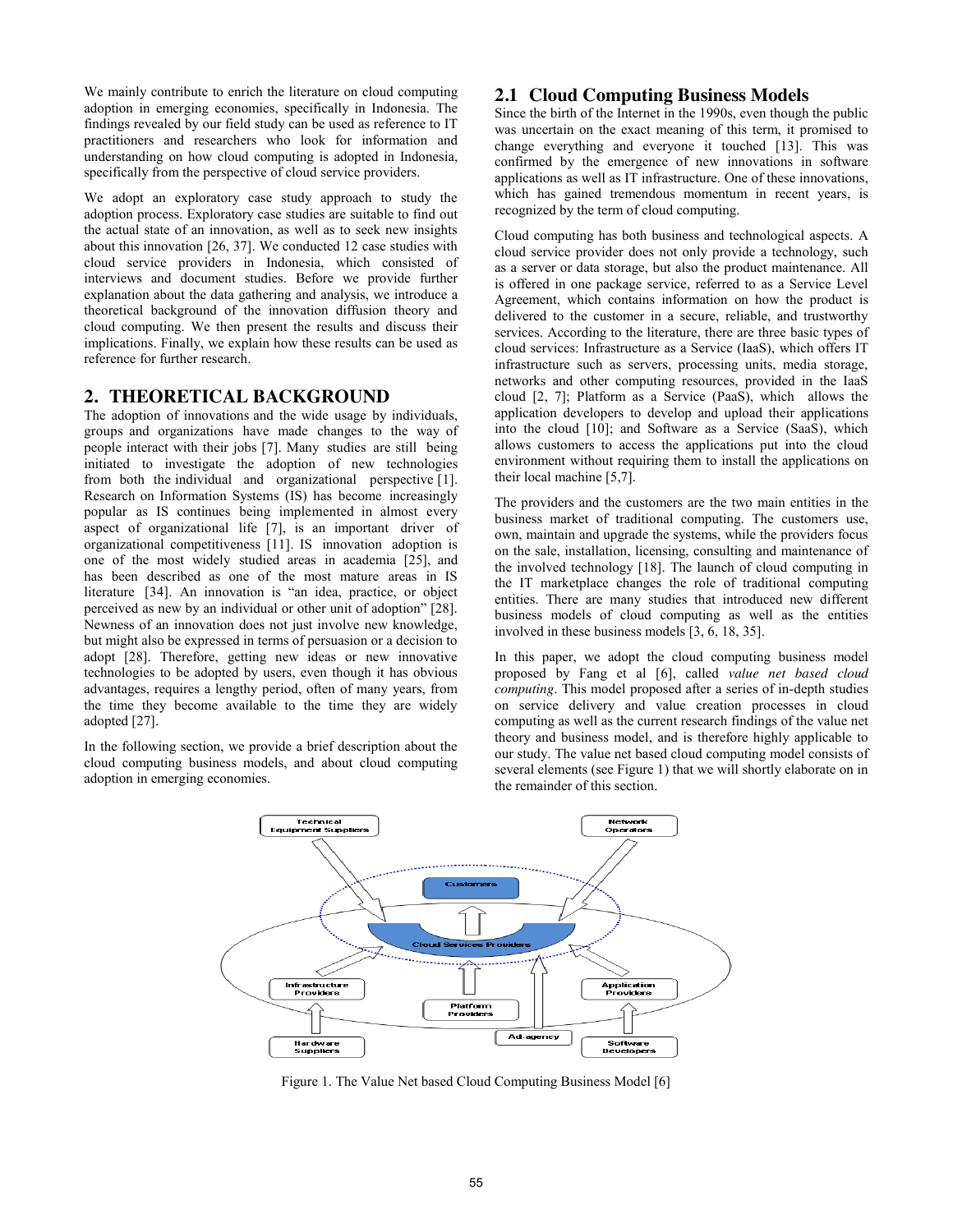We mainly contribute to enrich the literature on cloud computing adoption in emerging economies, specifically in Indonesia. The findings revealed by our field study can be used as reference to IT practitioners and researchers who look for information and understanding on how cloud computing is adopted in Indonesia, specifically from the perspective of cloud service providers.

We adopt an exploratory case study approach to study the adoption process. Exploratory case studies are suitable to find out the actual state of an innovation, as well as to seek new insights about this innovation [26, 37]. We conducted 12 case studies with cloud service providers in Indonesia, which consisted of interviews and document studies. Before we provide further explanation about the data gathering and analysis, we introduce a theoretical background of the innovation diffusion theory and cloud computing. We then present the results and discuss their implications. Finally, we explain how these results can be used as reference for further research.

# 2. THEORETICAL BACKGROUND

The adoption of innovations and the wide usage by individuals, groups and organizations have made changes to the way of people interact with their jobs [7]. Many studies are still being initiated to investigate the adoption of new technologies from both the individual and organizational perspective [1]. Research on Information Systems (IS) has become increasingly popular as IS continues being implemented in almost every aspect of organizational life [7], is an important driver of organizational competitiveness [11]. IS innovation adoption is one of the most widely studied areas in academia [25], and has been described as one of the most mature areas in IS literature [34]. An innovation is "an idea, practice, or object perceived as new by an individual or other unit of adoption" [28]. Newness of an innovation does not just involve new knowledge, but might also be expressed in terms of persuasion or a decision to adopt [28]. Therefore, getting new ideas or new innovative technologies to be adopted by users, even though it has obvious advantages, requires a lengthy period, often of many years, from the time they become available to the time they are widely adopted [27].

In the following section, we provide a brief description about the cloud computing business models, and about cloud computing adoption in emerging economies.

## 2.1 Cloud Computing Business Models

Since the birth of the Internet in the 1990s, even though the public was uncertain on the exact meaning of this term, it promised to change everything and everyone it touched [13]. This was confirmed by the emergence of new innovations in software applications as well as IT infrastructure. One of these innovations, which has gained tremendous momentum in recent years, is recognized by the term of cloud computing.

Cloud computing has both business and technological aspects. A cloud service provider does not only provide a technology, such as a server or data storage, but also the product maintenance. All is offered in one package service, referred to as a Service Level Agreement, which contains information on how the product is delivered to the customer in a secure, reliable, and trustworthy services. According to the literature, there are three basic types of cloud services: Infrastructure as a Service (IaaS), which offers IT infrastructure such as servers, processing units, media storage, networks and other computing resources, provided in the IaaS cloud [2, 7]; Platform as a Service (PaaS), which allows the application developers to develop and upload their applications into the cloud [10]; and Software as a Service (SaaS), which allows customers to access the applications put into the cloud environment without requiring them to install the applications on their local machine [5,7].

The providers and the customers are the two main entities in the business market of traditional computing. The customers use, own, maintain and upgrade the systems, while the providers focus on the sale, installation, licensing, consulting and maintenance of the involved technology [18]. The launch of cloud computing in the IT marketplace changes the role of traditional computing entities. There are many studies that introduced new different business models of cloud computing as well as the entities involved in these business models [3, 6, 18, 35].

In this paper, we adopt the cloud computing business model proposed by Fang et al [6], called *value net based cloud computing*. This model proposed after a series of in-depth studies on service delivery and value creation processes in cloud computing as well as the current research findings of the value net theory and business model, and is therefore highly applicable to our study. The value net based cloud computing model consists of several elements (see Figure 1) that we will shortly elaborate on in the remainder of this section.

Figure 1. The Value Net based Cloud Computing Business Model [6]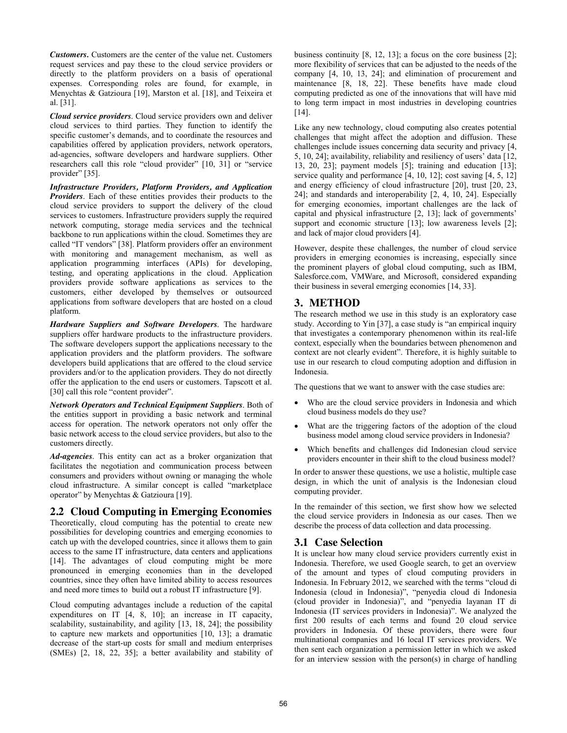***Customers***. Customers are the center of the value net. Customers request services and pay these to the cloud service providers or directly to the platform providers on a basis of operational expenses. Corresponding roles are found, for example, in Menychtas & Gatzioura [19], Marston et al. [18], and Teixeira et al. [31].

***Cloud service providers***. Cloud service providers own and deliver cloud services to third parties. They function to identify the specific customer's demands, and to coordinate the resources and capabilities offered by application providers, network operators, ad-agencies, software developers and hardware suppliers. Other researchers call this role "cloud provider" [10, 31] or "service provider" [35].

***Infrastructure Providers, Platform Providers, and Application Providers***. Each of these entities provides their products to the cloud service providers to support the delivery of the cloud services to customers. Infrastructure providers supply the required network computing, storage media services and the technical backbone to run applications within the cloud. Sometimes they are called "IT vendors" [38]. Platform providers offer an environment with monitoring and management mechanism, as well as application programming interfaces (APIs) for developing, testing, and operating applications in the cloud. Application providers provide software applications as services to the customers, either developed by themselves or outsourced applications from software developers that are hosted on a cloud platform.

***Hardware Suppliers and Software Developers***. The hardware suppliers offer hardware products to the infrastructure providers. The software developers support the applications necessary to the application providers and the platform providers. The software developers build applications that are offered to the cloud service providers and/or to the application providers. They do not directly offer the application to the end users or customers. Tapscott et al. [30] call this role "content provider".

***Network Operators and Technical Equipment Suppliers***. Both of the entities support in providing a basic network and terminal access for operation. The network operators not only offer the basic network access to the cloud service providers, but also to the customers directly.

***Ad-agencies***. This entity can act as a broker organization that facilitates the negotiation and communication process between consumers and providers without owning or managing the whole cloud infrastructure. A similar concept is called "marketplace operator" by Menychtas & Gatzioura [19].

## 2.2 Cloud Computing in Emerging Economies

Theoretically, cloud computing has the potential to create new possibilities for developing countries and emerging economies to catch up with the developed countries, since it allows them to gain access to the same IT infrastructure, data centers and applications [14]. The advantages of cloud computing might be more pronounced in emerging economies than in the developed countries, since they often have limited ability to access resources and need more times to build out a robust IT infrastructure [9].

Cloud computing advantages include a reduction of the capital expenditures on IT [4, 8, 10]; an increase in IT capacity, scalability, sustainability, and agility [13, 18, 24]; the possibility to capture new markets and opportunities [10, 13]; a dramatic decrease of the start-up costs for small and medium enterprises (SMEs) [2, 18, 22, 35]; a better availability and stability of business continuity [8, 12, 13]; a focus on the core business [2]; more flexibility of services that can be adjusted to the needs of the company [4, 10, 13, 24]; and elimination of procurement and maintenance [8, 18, 22]. These benefits have made cloud computing predicted as one of the innovations that will have mid to long term impact in most industries in developing countries [14].

Like any new technology, cloud computing also creates potential challenges that might affect the adoption and diffusion. These challenges include issues concerning data security and privacy [4, 5, 10, 24]; availability, reliability and resiliency of users' data [12, 13, 20, 23]; payment models [5]; training and education [13]; service quality and performance [4, 10, 12]; cost saving [4, 5, 12] and energy efficiency of cloud infrastructure [20], trust [20, 23, 24]; and standards and interoperability [2, 4, 10, 24]. Especially for emerging economies, important challenges are the lack of capital and physical infrastructure [2, 13]; lack of governments' support and economic structure [13]; low awareness levels [2]; and lack of major cloud providers [4].

However, despite these challenges, the number of cloud service providers in emerging economies is increasing, especially since the prominent players of global cloud computing, such as IBM, Salesforce.com, VMWare, and Microsoft, considered expanding their business in several emerging economies [14, 33].

# 3. METHOD

The research method we use in this study is an exploratory case study. According to Yin [37], a case study is "an empirical inquiry that investigates a contemporary phenomenon within its real-life context, especially when the boundaries between phenomenon and context are not clearly evident". Therefore, it is highly suitable to use in our research to cloud computing adoption and diffusion in Indonesia.

The questions that we want to answer with the case studies are:

- Who are the cloud service providers in Indonesia and which cloud business models do they use?
- What are the triggering factors of the adoption of the cloud business model among cloud service providers in Indonesia?
- Which benefits and challenges did Indonesian cloud service providers encounter in their shift to the cloud business model?

In order to answer these questions, we use a holistic, multiple case design, in which the unit of analysis is the Indonesian cloud computing provider.

In the remainder of this section, we first show how we selected the cloud service providers in Indonesia as our cases. Then we describe the process of data collection and data processing.

## 3.1 Case Selection

It is unclear how many cloud service providers currently exist in Indonesia. Therefore, we used Google search, to get an overview of the amount and types of cloud computing providers in Indonesia. In February 2012, we searched with the terms "cloud di Indonesia (cloud in Indonesia)", "penyedia cloud di Indonesia (cloud provider in Indonesia)", and "penyedia layanan IT di Indonesia (IT services providers in Indonesia)". We analyzed the first 200 results of each terms and found 20 cloud service providers in Indonesia. Of these providers, there were four multinational companies and 16 local IT services providers. We then sent each organization a permission letter in which we asked for an interview session with the person(s) in charge of handling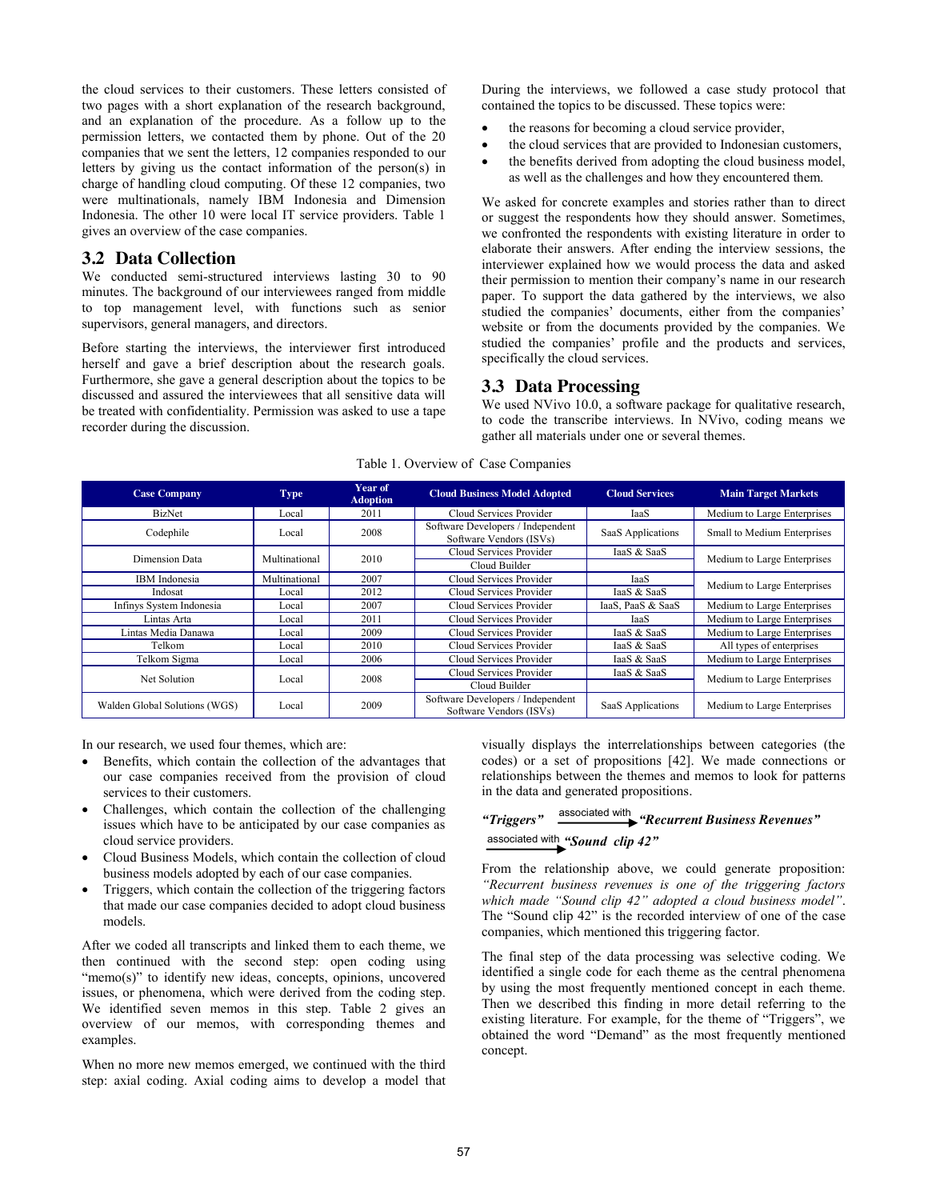the cloud services to their customers. These letters consisted of two pages with a short explanation of the research background, and an explanation of the procedure. As a follow up to the permission letters, we contacted them by phone. Out of the 20 companies that we sent the letters, 12 companies responded to our letters by giving us the contact information of the person(s) in charge of handling cloud computing. Of these 12 companies, two were multinationals, namely IBM Indonesia and Dimension Indonesia. The other 10 were local IT service providers. Table 1 gives an overview of the case companies.

## 3.2 Data Collection

We conducted semi-structured interviews lasting 30 to 90 minutes. The background of our interviewees ranged from middle to top management level, with functions such as senior supervisors, general managers, and directors.

Before starting the interviews, the interviewer first introduced herself and gave a brief description about the research goals. Furthermore, she gave a general description about the topics to be discussed and assured the interviewees that all sensitive data will be treated with confidentiality. Permission was asked to use a tape recorder during the discussion.

During the interviews, we followed a case study protocol that contained the topics to be discussed. These topics were:

- the reasons for becoming a cloud service provider,
- the cloud services that are provided to Indonesian customers,
- the benefits derived from adopting the cloud business model, as well as the challenges and how they encountered them.

We asked for concrete examples and stories rather than to direct or suggest the respondents how they should answer. Sometimes, we confronted the respondents with existing literature in order to elaborate their answers. After ending the interview sessions, the interviewer explained how we would process the data and asked their permission to mention their company's name in our research paper. To support the data gathered by the interviews, we also studied the companies' documents, either from the companies' website or from the documents provided by the companies. We studied the companies' profile and the products and services, specifically the cloud services.

## 3.3 Data Processing

We used NVivo 10.0, a software package for qualitative research, to code the transcribe interviews. In NVivo, coding means we gather all materials under one or several themes.

Table 1. Overview of Case Companies

| Case Company | Type | Year of Adoption | Cloud Business Model Adopted | Cloud Services | Main Target Markets |
|---|---|---|---|---|---|
| BizNet | Local | 2011 | Cloud Services Provider | IaaS | Medium to Large Enterprises |
| Codephile | Local | 2008 | Software Developers / Independent Software Vendors (ISVs) | SaaS Applications | Small to Medium Enterprises |
| Dimension Data | Multinational | 2010 | Cloud Services Provider | IaaS & SaaS | Medium to Large Enterprises |
| | | | Cloud Builder | | |
| IBM Indonesia | Multinational | 2007 | Cloud Services Provider | IaaS | Medium to Large Enterprises |
| Indosat | Local | 2012 | Cloud Services Provider | IaaS & SaaS | |
| Infinys System Indonesia | Local | 2007 | Cloud Services Provider | IaaS, PaaS & SaaS | Medium to Large Enterprises |
| Lintas Arta | Local | 2011 | Cloud Services Provider | IaaS | Medium to Large Enterprises |
| Lintas Media Danawa | Local | 2009 | Cloud Services Provider | IaaS & SaaS | Medium to Large Enterprises |
| Telkom | Local | 2010 | Cloud Services Provider | IaaS & SaaS | All types of enterprises |
| Telkom Sigma | Local | 2006 | Cloud Services Provider | IaaS & SaaS | Medium to Large Enterprises |
| Net Solution | Local | 2008 | Cloud Services Provider | IaaS & SaaS | Medium to Large Enterprises |
| | | | Cloud Builder | | |
| Walden Global Solutions (WGS) | Local | 2009 | Software Developers / Independent Software Vendors (ISVs) | SaaS Applications | Medium to Large Enterprises |

In our research, we used four themes, which are:

- Benefits, which contain the collection of the advantages that our case companies received from the provision of cloud services to their customers.
- Challenges, which contain the collection of the challenging issues which have to be anticipated by our case companies as cloud service providers.
- Cloud Business Models, which contain the collection of cloud business models adopted by each of our case companies.
- Triggers, which contain the collection of the triggering factors that made our case companies decided to adopt cloud business models.

After we coded all transcripts and linked them to each theme, we then continued with the second step: open coding using "memo(s)" to identify new ideas, concepts, opinions, uncovered issues, or phenomena, which were derived from the coding step. We identified seven memos in this step. Table 2 gives an overview of our memos, with corresponding themes and examples.

When no more new memos emerged, we continued with the third step: axial coding. Axial coding aims to develop a model that visually displays the interrelationships between categories (the codes) or a set of propositions [42]. We made connections or relationships between the themes and memos to look for patterns in the data and generated propositions.

***"Triggers"*** $\xrightarrow{\text{associated with}}$ ***"Recurrent Business Revenues"*** $\xrightarrow{\text{associated with}}$ ***"Sound clip 42"***

From the relationship above, we could generate proposition: *"Recurrent business revenues is one of the triggering factors which made "Sound clip 42" adopted a cloud business model"*. The "Sound clip 42" is the recorded interview of one of the case companies, which mentioned this triggering factor.

The final step of the data processing was selective coding. We identified a single code for each theme as the central phenomena by using the most frequently mentioned concept in each theme. Then we described this finding in more detail referring to the existing literature. For example, for the theme of "Triggers", we obtained the word "Demand" as the most frequently mentioned concept.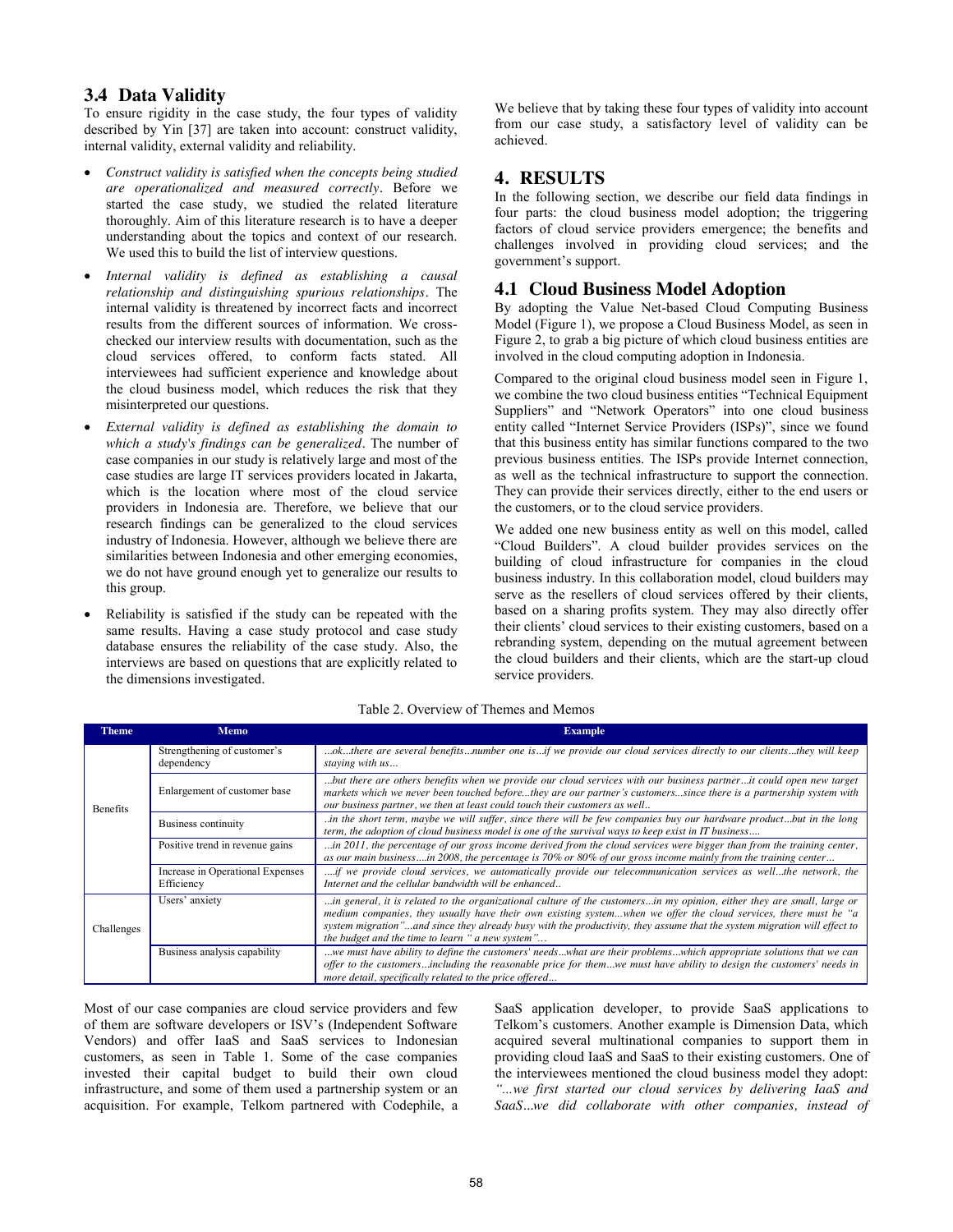### 3.4 Data Validity

To ensure rigidity in the case study, the four types of validity described by Yin [37] are taken into account: construct validity, internal validity, external validity and reliability.

- *Construct validity is satisfied when the concepts being studied are operationalized and measured correctly*. Before we started the case study, we studied the related literature thoroughly. Aim of this literature research is to have a deeper understanding about the topics and context of our research. We used this to build the list of interview questions.
- *Internal validity is defined as establishing a causal relationship and distinguishing spurious relationships*. The internal validity is threatened by incorrect facts and incorrect results from the different sources of information. We cross-checked our interview results with documentation, such as the cloud services offered, to conform facts stated. All interviewees had sufficient experience and knowledge about the cloud business model, which reduces the risk that they misinterpreted our questions.
- *External validity is defined as establishing the domain to which a study's findings can be generalized*. The number of case companies in our study is relatively large and most of the case studies are large IT services providers located in Jakarta, which is the location where most of the cloud service providers in Indonesia are. Therefore, we believe that our research findings can be generalized to the cloud services industry of Indonesia. However, although we believe there are similarities between Indonesia and other emerging economies, we do not have ground enough yet to generalize our results to this group.
- Reliability is satisfied if the study can be repeated with the same results. Having a case study protocol and case study database ensures the reliability of the case study. Also, the interviews are based on questions that are explicitly related to the dimensions investigated.

We believe that by taking these four types of validity into account from our case study, a satisfactory level of validity can be achieved.

## 4. RESULTS

In the following section, we describe our field data findings in four parts: the cloud business model adoption; the triggering factors of cloud service providers emergence; the benefits and challenges involved in providing cloud services; and the government's support.

### 4.1 Cloud Business Model Adoption

By adopting the Value Net-based Cloud Computing Business Model (Figure 1), we propose a Cloud Business Model, as seen in Figure 2, to grab a big picture of which cloud business entities are involved in the cloud computing adoption in Indonesia.

Compared to the original cloud business model seen in Figure 1, we combine the two cloud business entities "Technical Equipment Suppliers" and "Network Operators" into one cloud business entity called "Internet Service Providers (ISPs)", since we found that this business entity has similar functions compared to the two previous business entities. The ISPs provide Internet connection, as well as the technical infrastructure to support the connection. They can provide their services directly, either to the end users or the customers, or to the cloud service providers.

We added one new business entity as well on this model, called "Cloud Builders". A cloud builder provides services on the building of cloud infrastructure for companies in the cloud business industry. In this collaboration model, cloud builders may serve as the resellers of cloud services offered by their clients, based on a sharing profits system. They may also directly offer their clients' cloud services to their existing customers, based on a rebranding system, depending on the mutual agreement between the cloud builders and their clients, which are the start-up cloud service providers.

Table 2. Overview of Themes and Memos

| Theme | Memo | Example |
|---|---|---|
| Benefits | Strengthening of customer's dependency | *...ok...there are several benefits...number one is...if we provide our cloud services directly to our clients...they will keep staying with us...* |
| | Enlargement of customer base | *...but there are others benefits when we provide our cloud services with our business partner...it could open new target markets which we never been touched before...they are our partner's customers...since there is a partnership system with our business partner, we then at least could touch their customers as well..* |
| | Business continuity | *..in the short term, maybe we will suffer, since there will be few companies buy our hardware product...but in the long term, the adoption of cloud business model is one of the survival ways to keep exist in IT business....* |
| | Positive trend in revenue gains | *...in 2011, the percentage of our gross income derived from the cloud services were bigger than from the training center, as our main business....in 2008, the percentage is 70% or 80% of our gross income mainly from the training center...* |
| | Increase in Operational Expenses Efficiency | *....if we provide cloud services, we automatically provide our telecommunication services as well...the network, the Internet and the cellular bandwidth will be enhanced..* |
| Challenges | Users' anxiety | *...in general, it is related to the organizational culture of the customers...in my opinion, either they are small, large or medium companies, they usually have their own existing system...when we offer the cloud services, there must be "a system migration"...and since they already busy with the productivity, they assume that the system migration will effect to the budget and the time to learn " a new system"...* |
| | Business analysis capability | *...we must have ability to define the customers' needs...what are their problems...which appropriate solutions that we can offer to the customers...including the reasonable price for them...we must have ability to design the customers' needs in more detail, specifically related to the price offered...* |

Most of our case companies are cloud service providers and few of them are software developers or ISV's (Independent Software Vendors) and offer IaaS and SaaS services to Indonesian customers, as seen in Table 1. Some of the case companies invested their capital budget to build their own cloud infrastructure, and some of them used a partnership system or an acquisition. For example, Telkom partnered with Codephile, a SaaS application developer, to provide SaaS applications to Telkom's customers. Another example is Dimension Data, which acquired several multinational companies to support them in providing cloud IaaS and SaaS to their existing customers. One of the interviewees mentioned the cloud business model they adopt: *"...we first started our cloud services by delivering IaaS and SaaS...we did collaborate with other companies, instead of*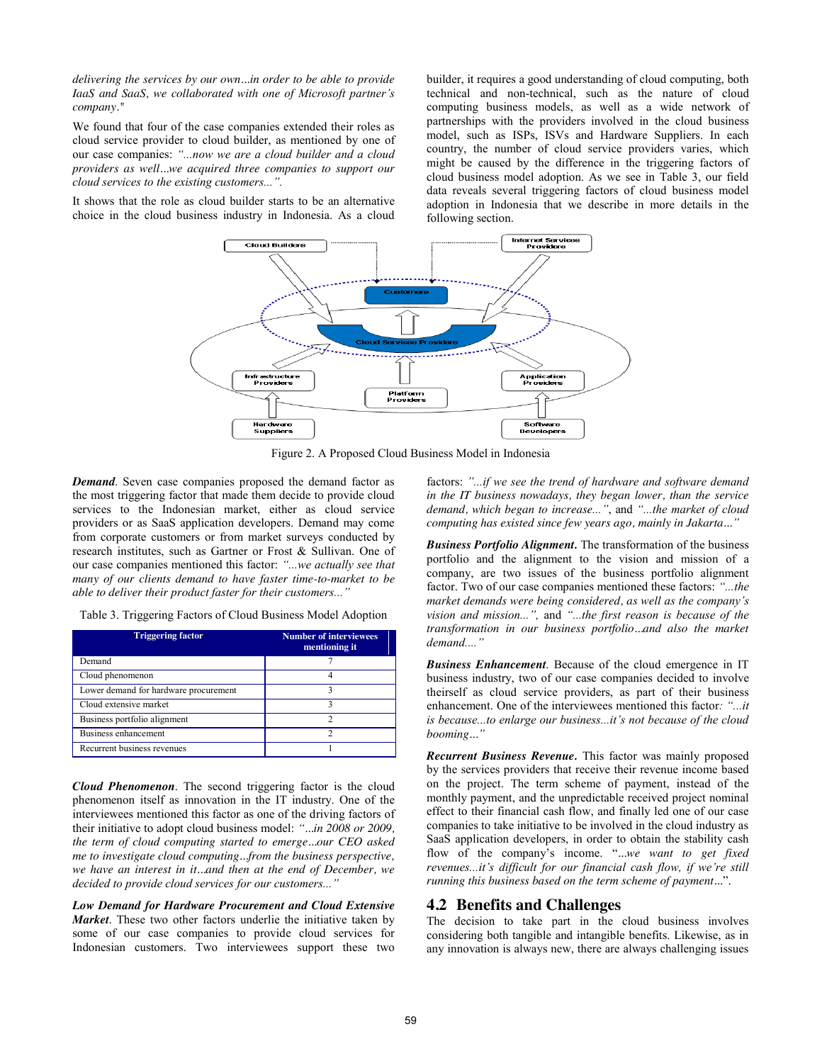*delivering the services by our own…in order to be able to provide IaaS and SaaS, we collaborated with one of Microsoft partner's company*."

We found that four of the case companies extended their roles as cloud service provider to cloud builder, as mentioned by one of our case companies: *"...now we are a cloud builder and a cloud providers as well…we acquired three companies to support our cloud services to the existing customers...".*

It shows that the role as cloud builder starts to be an alternative choice in the cloud business industry in Indonesia. As a cloud builder, it requires a good understanding of cloud computing, both technical and non-technical, such as the nature of cloud computing business models, as well as a wide network of partnerships with the providers involved in the cloud business model, such as ISPs, ISVs and Hardware Suppliers. In each country, the number of cloud service providers varies, which might be caused by the difference in the triggering factors of cloud business model adoption. As we see in Table 3, our field data reveals several triggering factors of cloud business model adoption in Indonesia that we describe in more details in the following section.

Cloud Builders
Internet Services Providers
Customers
Cloud Services Providers
Infrastructure Providers
Platform Providers
Application Providers
Hardware Suppliers
Software Developers

Figure 2. A Proposed Cloud Business Model in Indonesia

***Demand***. Seven case companies proposed the demand factor as the most triggering factor that made them decide to provide cloud services to the Indonesian market, either as cloud service providers or as SaaS application developers. Demand may come from corporate customers or from market surveys conducted by research institutes, such as Gartner or Frost & Sullivan. One of our case companies mentioned this factor: *"...we actually see that many of our clients demand to have faster time-to-market to be able to deliver their product faster for their customers..."*

Table 3. Triggering Factors of Cloud Business Model Adoption

| Triggering factor | Number of interviewees mentioning it |
|---|---|
| Demand | 7 |
| Cloud phenomenon | 4 |
| Lower demand for hardware procurement | 3 |
| Cloud extensive market | 3 |
| Business portfolio alignment | 2 |
| Business enhancement | 2 |
| Recurrent business revenues | 1 |

***Cloud Phenomenon***. The second triggering factor is the cloud phenomenon itself as innovation in the IT industry. One of the interviewees mentioned this factor as one of the driving factors of their initiative to adopt cloud business model: *"...in 2008 or 2009, the term of cloud computing started to emerge…our CEO asked me to investigate cloud computing…from the business perspective, we have an interest in it…and then at the end of December, we decided to provide cloud services for our customers..."*

***Low Demand for Hardware Procurement and Cloud Extensive Market***. These two other factors underlie the initiative taken by some of our case companies to provide cloud services for Indonesian customers. Two interviewees support these two factors: *"...if we see the trend of hardware and software demand in the IT business nowadays, they began lower, than the service demand, which began to increase...",* and *"...the market of cloud computing has existed since few years ago, mainly in Jakarta…"*

***Business Portfolio Alignment***. The transformation of the business portfolio and the alignment to the vision and mission of a company, are two issues of the business portfolio alignment factor. Two of our case companies mentioned these factors: *"...the market demands were being considered, as well as the company's vision and mission...",* and *"...the first reason is because of the transformation in our business portfolio…and also the market demand...."*

***Business Enhancement***. Because of the cloud emergence in IT business industry, two of our case companies decided to involve theirself as cloud service providers, as part of their business enhancement. One of the interviewees mentioned this factor*: "...it is because...to enlarge our business...it's not because of the cloud booming…"*

***Recurrent Business Revenue***. This factor was mainly proposed by the services providers that receive their revenue income based on the project. The term scheme of payment, instead of the monthly payment, and the unpredictable received project nominal effect to their financial cash flow, and finally led one of our case companies to take initiative to be involved in the cloud industry as SaaS application developers, in order to obtain the stability cash flow of the company's income. "*...we want to get fixed revenues...it's difficult for our financial cash flow, if we're still running this business based on the term scheme of payment…*".

## 4.2 Benefits and Challenges

The decision to take part in the cloud business involves considering both tangible and intangible benefits. Likewise, as in any innovation is always new, there are always challenging issues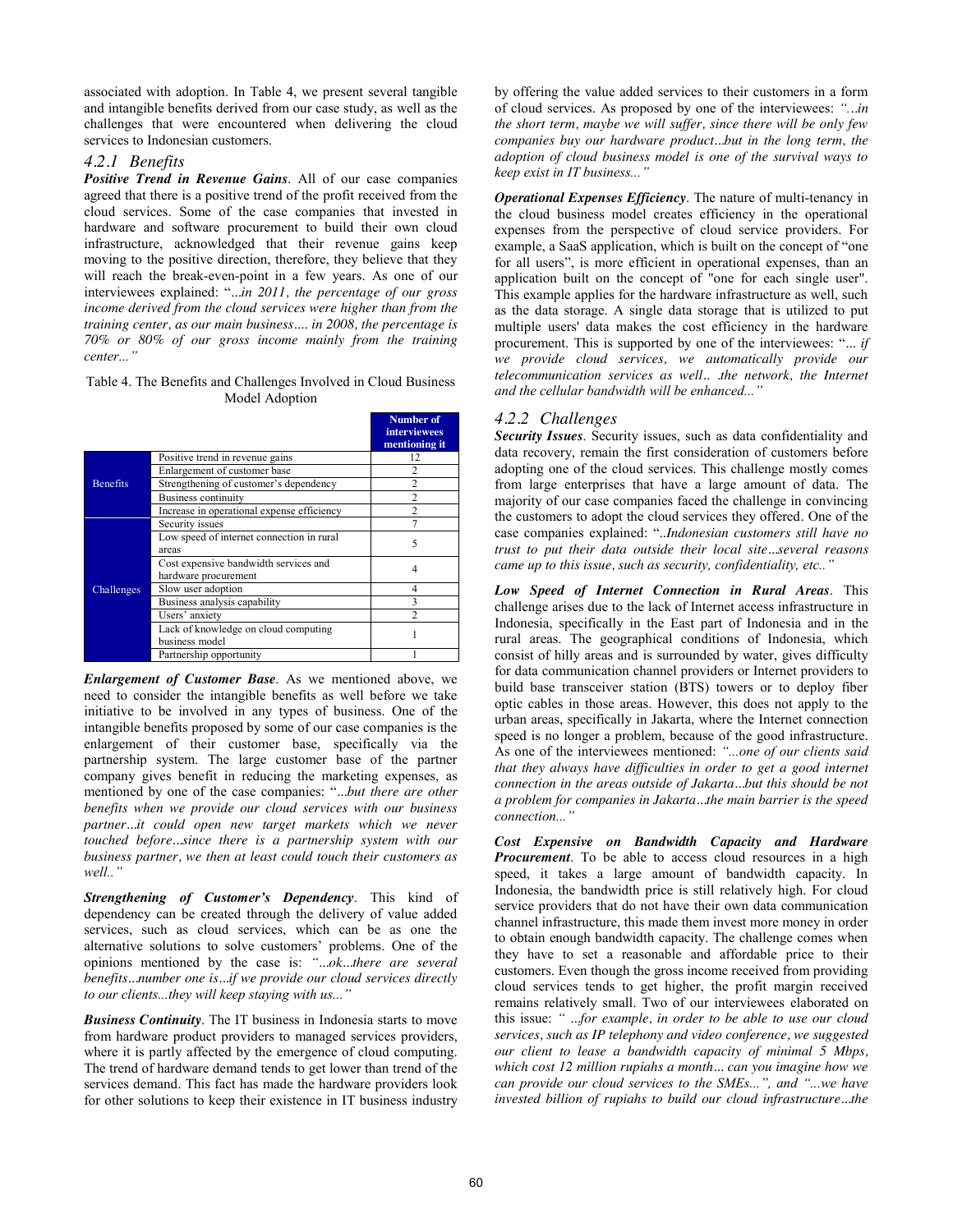associated with adoption. In Table 4, we present several tangible and intangible benefits derived from our case study, as well as the challenges that were encountered when delivering the cloud services to Indonesian customers.

### 4.2.1 Benefits

***Positive Trend in Revenue Gains***. All of our case companies agreed that there is a positive trend of the profit received from the cloud services. Some of the case companies that invested in hardware and software procurement to build their own cloud infrastructure, acknowledged that their revenue gains keep moving to the positive direction, therefore, they believe that they will reach the break-even-point in a few years. As one of our interviewees explained: "*...in 2011, the percentage of our gross income derived from the cloud services were higher than from the training center, as our main business.... in 2008, the percentage is 70% or 80% of our gross income mainly from the training center...*"

Table 4. The Benefits and Challenges Involved in Cloud Business Model Adoption

| | | Number of interviewees mentioning it |
|---|---|---|
| Benefits | Positive trend in revenue gains | 12 |
| | Enlargement of customer base | 2 |
| | Strengthening of customer's dependency | 2 |
| | Business continuity | 2 |
| | Increase in operational expense efficiency | 2 |
| Challenges | Security issues | 7 |
| | Low speed of internet connection in rural areas | 5 |
| | Cost expensive bandwidth services and hardware procurement | 4 |
| | Slow user adoption | 4 |
| | Business analysis capability | 3 |
| | Users' anxiety | 2 |
| | Lack of knowledge on cloud computing business model | 1 |
| | Partnership opportunity | 1 |

***Enlargement of Customer Base***. As we mentioned above, we need to consider the intangible benefits as well before we take initiative to be involved in any types of business. One of the intangible benefits proposed by some of our case companies is the enlargement of their customer base, specifically via the partnership system. The large customer base of the partner company gives benefit in reducing the marketing expenses, as mentioned by one of the case companies: "*...but there are other benefits when we provide our cloud services with our business partner...it could open new target markets which we never touched before...since there is a partnership system with our business partner, we then at least could touch their customers as well..*"

***Strengthening of Customer's Dependency***. This kind of dependency can be created through the delivery of value added services, such as cloud services, which can be as one the alternative solutions to solve customers' problems. One of the opinions mentioned by the case is: *"...ok...there are several benefits...number one is...if we provide our cloud services directly to our clients...they will keep staying with us..."*

***Business Continuity***. The IT business in Indonesia starts to move from hardware product providers to managed services providers, where it is partly affected by the emergence of cloud computing. The trend of hardware demand tends to get lower than trend of the services demand. This fact has made the hardware providers look for other solutions to keep their existence in IT business industry by offering the value added services to their customers in a form of cloud services. As proposed by one of the interviewees: *"...in the short term, maybe we will suffer, since there will be only few companies buy our hardware product...but in the long term, the adoption of cloud business model is one of the survival ways to keep exist in IT business..."*

***Operational Expenses Efficiency***. The nature of multi-tenancy in the cloud business model creates efficiency in the operational expenses from the perspective of cloud service providers. For example, a SaaS application, which is built on the concept of "one for all users", is more efficient in operational expenses, than an application built on the concept of "one for each single user". This example applies for the hardware infrastructure as well, such as the data storage. A single data storage that is utilized to put multiple users' data makes the cost efficiency in the hardware procurement. This is supported by one of the interviewees: "*... if we provide cloud services, we automatically provide our telecommunication services as well.. .the network, the Internet and the cellular bandwidth will be enhanced...*"

### 4.2.2 Challenges

***Security Issues***. Security issues, such as data confidentiality and data recovery, remain the first consideration of customers before adopting one of the cloud services. This challenge mostly comes from large enterprises that have a large amount of data. The majority of our case companies faced the challenge in convincing the customers to adopt the cloud services they offered. One of the case companies explained: "*..Indonesian customers still have no trust to put their data outside their local site...several reasons came up to this issue, such as security, confidentiality, etc..*"

***Low Speed of Internet Connection in Rural Areas***. This challenge arises due to the lack of Internet access infrastructure in Indonesia, specifically in the East part of Indonesia and in the rural areas. The geographical conditions of Indonesia, which consist of hilly areas and is surrounded by water, gives difficulty for data communication channel providers or Internet providers to build base transceiver station (BTS) towers or to deploy fiber optic cables in those areas. However, this does not apply to the urban areas, specifically in Jakarta, where the Internet connection speed is no longer a problem, because of the good infrastructure. As one of the interviewees mentioned: *"...one of our clients said that they always have difficulties in order to get a good internet connection in the areas outside of Jakarta...but this should be not a problem for companies in Jakarta...the main barrier is the speed connection..."*

***Cost Expensive on Bandwidth Capacity and Hardware Procurement***. To be able to access cloud resources in a high speed, it takes a large amount of bandwidth capacity. In Indonesia, the bandwidth price is still relatively high. For cloud service providers that do not have their own data communication channel infrastructure, this made them invest more money in order to obtain enough bandwidth capacity. The challenge comes when they have to set a reasonable and affordable price to their customers. Even though the gross income received from providing cloud services tends to get higher, the profit margin received remains relatively small. Two of our interviewees elaborated on this issue: *" ...for example, in order to be able to use our cloud services, such as IP telephony and video conference, we suggested our client to lease a bandwidth capacity of minimal 5 Mbps, which cost 12 million rupiahs a month... can you imagine how we can provide our cloud services to the SMEs...", and "...we have invested billion of rupiahs to build our cloud infrastructure...the*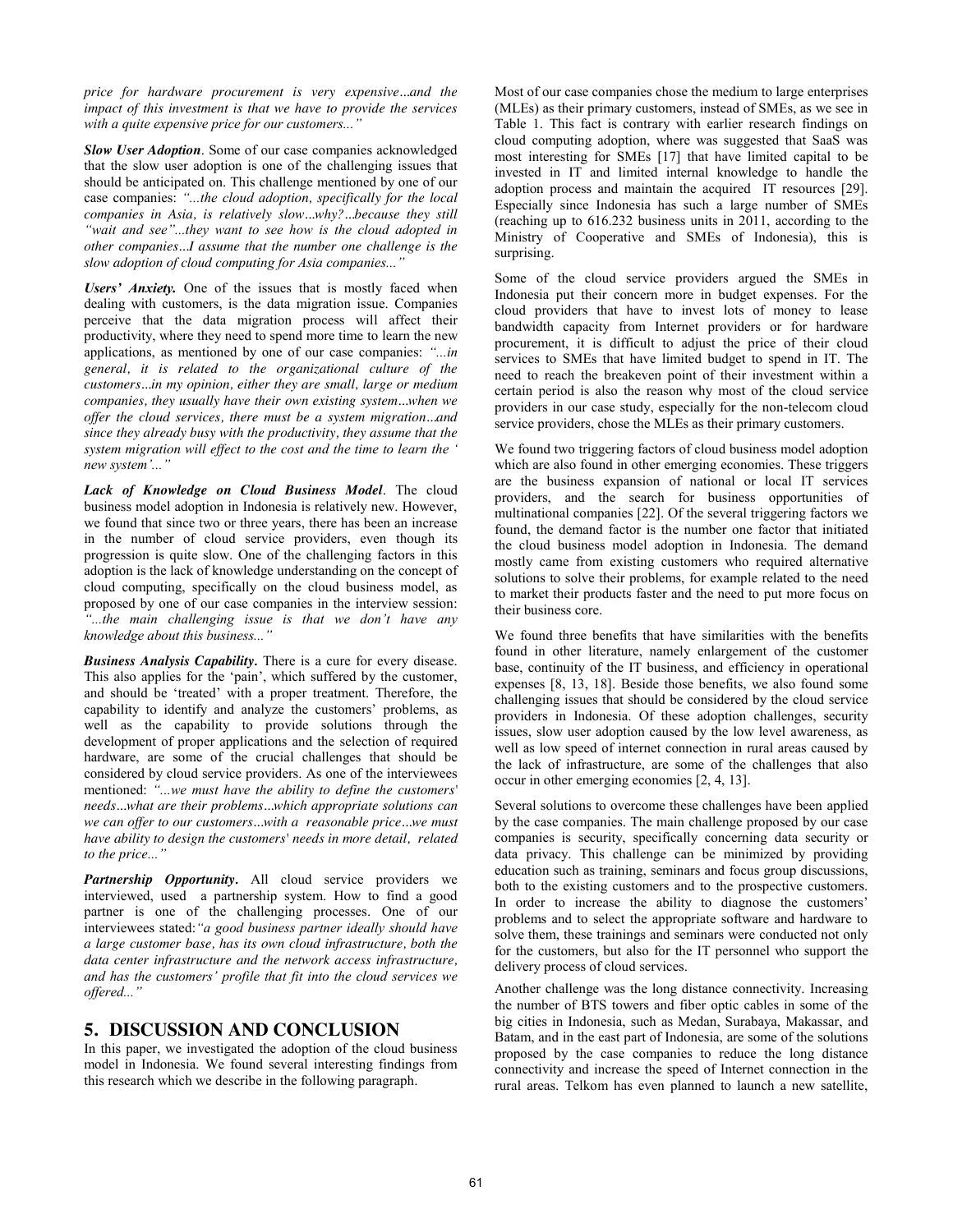*price for hardware procurement is very expensive...and the impact of this investment is that we have to provide the services with a quite expensive price for our customers..."*

***Slow User Adoption***. Some of our case companies acknowledged that the slow user adoption is one of the challenging issues that should be anticipated on. This challenge mentioned by one of our case companies: *"...the cloud adoption, specifically for the local companies in Asia, is relatively slow...why?...because they still "wait and see"...they want to see how is the cloud adopted in other companies...I assume that the number one challenge is the slow adoption of cloud computing for Asia companies..."*

***Users' Anxiety.*** One of the issues that is mostly faced when dealing with customers, is the data migration issue. Companies perceive that the data migration process will affect their productivity, where they need to spend more time to learn the new applications, as mentioned by one of our case companies: *"...in general, it is related to the organizational culture of the customers...in my opinion, either they are small, large or medium companies, they usually have their own existing system...when we offer the cloud services, there must be a system migration...and since they already busy with the productivity, they assume that the system migration will effect to the cost and the time to learn the ' new system'..."*

***Lack of Knowledge on Cloud Business Model***. The cloud business model adoption in Indonesia is relatively new. However, we found that since two or three years, there has been an increase in the number of cloud service providers, even though its progression is quite slow. One of the challenging factors in this adoption is the lack of knowledge understanding on the concept of cloud computing, specifically on the cloud business model, as proposed by one of our case companies in the interview session: *"...the main challenging issue is that we don't have any knowledge about this business..."*

***Business Analysis Capability***. There is a cure for every disease. This also applies for the 'pain', which suffered by the customer, and should be 'treated' with a proper treatment. Therefore, the capability to identify and analyze the customers' problems, as well as the capability to provide solutions through the development of proper applications and the selection of required hardware, are some of the crucial challenges that should be considered by cloud service providers. As one of the interviewees mentioned: *"...we must have the ability to define the customers' needs...what are their problems...which appropriate solutions can we can offer to our customers...with a reasonable price...we must have ability to design the customers' needs in more detail, related to the price..."*

***Partnership Opportunity***. All cloud service providers we interviewed, used a partnership system. How to find a good partner is one of the challenging processes. One of our interviewees stated: *"a good business partner ideally should have a large customer base, has its own cloud infrastructure, both the data center infrastructure and the network access infrastructure, and has the customers' profile that fit into the cloud services we offered..."*

## 5. DISCUSSION AND CONCLUSION

In this paper, we investigated the adoption of the cloud business model in Indonesia. We found several interesting findings from this research which we describe in the following paragraph.

Most of our case companies chose the medium to large enterprises (MLEs) as their primary customers, instead of SMEs, as we see in Table 1. This fact is contrary with earlier research findings on cloud computing adoption, where was suggested that SaaS was most interesting for SMEs [17] that have limited capital to be invested in IT and limited internal knowledge to handle the adoption process and maintain the acquired IT resources [29]. Especially since Indonesia has such a large number of SMEs (reaching up to 616.232 business units in 2011, according to the Ministry of Cooperative and SMEs of Indonesia), this is surprising.

Some of the cloud service providers argued the SMEs in Indonesia put their concern more in budget expenses. For the cloud providers that have to invest lots of money to lease bandwidth capacity from Internet providers or for hardware procurement, it is difficult to adjust the price of their cloud services to SMEs that have limited budget to spend in IT. The need to reach the breakeven point of their investment within a certain period is also the reason why most of the cloud service providers in our case study, especially for the non-telecom cloud service providers, chose the MLEs as their primary customers.

We found two triggering factors of cloud business model adoption which are also found in other emerging economies. These triggers are the business expansion of national or local IT services providers, and the search for business opportunities of multinational companies [22]. Of the several triggering factors we found, the demand factor is the number one factor that initiated the cloud business model adoption in Indonesia. The demand mostly came from existing customers who required alternative solutions to solve their problems, for example related to the need to market their products faster and the need to put more focus on their business core.

We found three benefits that have similarities with the benefits found in other literature, namely enlargement of the customer base, continuity of the IT business, and efficiency in operational expenses [8, 13, 18]. Beside those benefits, we also found some challenging issues that should be considered by the cloud service providers in Indonesia. Of these adoption challenges, security issues, slow user adoption caused by the low level awareness, as well as low speed of internet connection in rural areas caused by the lack of infrastructure, are some of the challenges that also occur in other emerging economies [2, 4, 13].

Several solutions to overcome these challenges have been applied by the case companies. The main challenge proposed by our case companies is security, specifically concerning data security or data privacy. This challenge can be minimized by providing education such as training, seminars and focus group discussions, both to the existing customers and to the prospective customers. In order to increase the ability to diagnose the customers' problems and to select the appropriate software and hardware to solve them, these trainings and seminars were conducted not only for the customers, but also for the IT personnel who support the delivery process of cloud services.

Another challenge was the long distance connectivity. Increasing the number of BTS towers and fiber optic cables in some of the big cities in Indonesia, such as Medan, Surabaya, Makassar, and Batam, and in the east part of Indonesia, are some of the solutions proposed by the case companies to reduce the long distance connectivity and increase the speed of Internet connection in the rural areas. Telkom has even planned to launch a new satellite,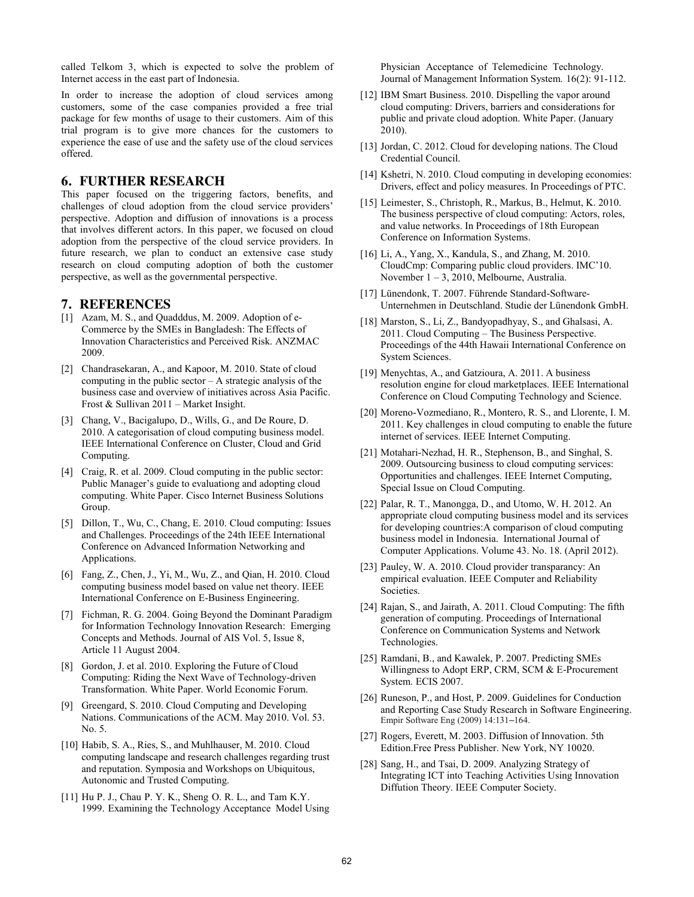called Telkom 3, which is expected to solve the problem of Internet access in the east part of Indonesia.

In order to increase the adoption of cloud services among customers, some of the case companies provided a free trial package for few months of usage to their customers. Aim of this trial program is to give more chances for the customers to experience the ease of use and the safety use of the cloud services offered.

## 6. FURTHER RESEARCH

This paper focused on the triggering factors, benefits, and challenges of cloud adoption from the cloud service providers' perspective. Adoption and diffusion of innovations is a process that involves different actors. In this paper, we focused on cloud adoption from the perspective of the cloud service providers. In future research, we plan to conduct an extensive case study research on cloud computing adoption of both the customer perspective, as well as the governmental perspective.

## 7. REFERENCES

[1] Azam, M. S., and Quadddus, M. 2009. Adoption of e-Commerce by the SMEs in Bangladesh: The Effects of Innovation Characteristics and Perceived Risk. ANZMAC 2009.

[2] Chandrasekaran, A., and Kapoor, M. 2010. State of cloud computing in the public sector – A strategic analysis of the business case and overview of initiatives across Asia Pacific. Frost & Sullivan 2011 – Market Insight.

[3] Chang, V., Bacigalupo, D., Wills, G., and De Roure, D. 2010. A categorisation of cloud computing business model. IEEE International Conference on Cluster, Cloud and Grid Computing.

[4] Craig, R. et al. 2009. Cloud computing in the public sector: Public Manager's guide to evaluationg and adopting cloud computing. White Paper. Cisco Internet Business Solutions Group.

[5] Dillon, T., Wu, C., Chang, E. 2010. Cloud computing: Issues and Challenges. Proceedings of the 24th IEEE International Conference on Advanced Information Networking and Applications.

[6] Fang, Z., Chen, J., Yi, M., Wu, Z., and Qian, H. 2010. Cloud computing business model based on value net theory. IEEE International Conference on E-Business Engineering.

[7] Fichman, R. G. 2004. Going Beyond the Dominant Paradigm for Information Technology Innovation Research: Emerging Concepts and Methods. Journal of AIS Vol. 5, Issue 8, Article 11 August 2004.

[8] Gordon, J. et al. 2010. Exploring the Future of Cloud Computing: Riding the Next Wave of Technology-driven Transformation. White Paper. World Economic Forum.

[9] Greengard, S. 2010. Cloud Computing and Developing Nations. Communications of the ACM. May 2010. Vol. 53. No. 5.

[10] Habib, S. A., Ries, S., and Muhlhauser, M. 2010. Cloud computing landscape and research challenges regarding trust and reputation. Symposia and Workshops on Ubiquitous, Autonomic and Trusted Computing.

[11] Hu P. J., Chau P. Y. K., Sheng O. R. L., and Tam K.Y. 1999. Examining the Technology Acceptance Model Using Physician Acceptance of Telemedicine Technology. Journal of Management Information System. 16(2): 91-112.

[12] IBM Smart Business. 2010. Dispelling the vapor around cloud computing: Drivers, barriers and considerations for public and private cloud adoption. White Paper. (January 2010).

[13] Jordan, C. 2012. Cloud for developing nations. The Cloud Credential Council.

[14] Kshetri, N. 2010. Cloud computing in developing economies: Drivers, effect and policy measures. In Proceedings of PTC.

[15] Leimester, S., Christoph, R., Markus, B., Helmut, K. 2010. The business perspective of cloud computing: Actors, roles, and value networks. In Proceedings of 18th European Conference on Information Systems.

[16] Li, A., Yang, X., Kandula, S., and Zhang, M. 2010. CloudCmp: Comparing public cloud providers. IMC'10. November 1 – 3, 2010, Melbourne, Australia.

[17] Lünendonk, T. 2007. Führende Standard-Software-Unternehmen in Deutschland. Studie der Lünendonk GmbH.

[18] Marston, S., Li, Z., Bandyopadhyay, S., and Ghalsasi, A. 2011. Cloud Computing – The Business Perspective. Proceedings of the 44th Hawaii International Conference on System Sciences.

[19] Menychtas, A., and Gatzioura, A. 2011. A business resolution engine for cloud marketplaces. IEEE International Conference on Cloud Computing Technology and Science.

[20] Moreno-Vozmediano, R., Montero, R. S., and Llorente, I. M. 2011. Key challenges in cloud computing to enable the future internet of services. IEEE Internet Computing.

[21] Motahari-Nezhad, H. R., Stephenson, B., and Singhal, S. 2009. Outsourcing business to cloud computing services: Opportunities and challenges. IEEE Internet Computing, Special Issue on Cloud Computing.

[22] Palar, R. T., Manongga, D., and Utomo, W. H. 2012. An appropriate cloud computing business model and its services for developing countries:A comparison of cloud computing business model in Indonesia. International Journal of Computer Applications. Volume 43. No. 18. (April 2012).

[23] Pauley, W. A. 2010. Cloud provider transparancy: An empirical evaluation. IEEE Computer and Reliability Societies.

[24] Rajan, S., and Jairath, A. 2011. Cloud Computing: The fifth generation of computing. Proceedings of International Conference on Communication Systems and Network Technologies.

[25] Ramdani, B., and Kawalek, P. 2007. Predicting SMEs Willingness to Adopt ERP, CRM, SCM & E-Procurement System. ECIS 2007.

[26] Runeson, P., and Host, P. 2009. Guidelines for Conduction and Reporting Case Study Research in Software Engineering. Empir Software Eng (2009) 14:131–164.

[27] Rogers, Everett, M. 2003. Diffusion of Innovation. 5th Edition.Free Press Publisher. New York, NY 10020.

[28] Sang, H., and Tsai, D. 2009. Analyzing Strategy of Integrating ICT into Teaching Activities Using Innovation Diffution Theory. IEEE Computer Society.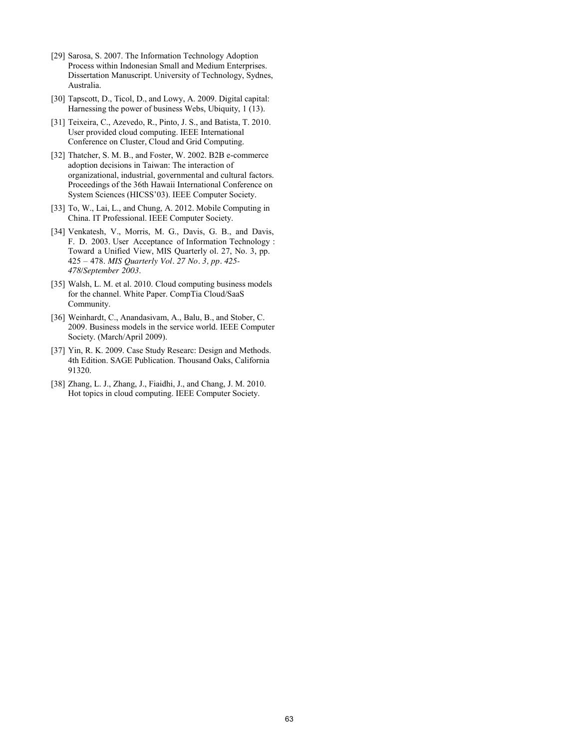[29] Sarosa, S. 2007. The Information Technology Adoption Process within Indonesian Small and Medium Enterprises. Dissertation Manuscript. University of Technology, Sydnes, Australia.

[30] Tapscott, D., Ticol, D., and Lowy, A. 2009. Digital capital: Harnessing the power of business Webs, Ubiquity, 1 (13).

[31] Teixeira, C., Azevedo, R., Pinto, J. S., and Batista, T. 2010. User provided cloud computing. IEEE International Conference on Cluster, Cloud and Grid Computing.

[32] Thatcher, S. M. B., and Foster, W. 2002. B2B e-commerce adoption decisions in Taiwan: The interaction of organizational, industrial, governmental and cultural factors. Proceedings of the 36th Hawaii International Conference on System Sciences (HICSS'03). IEEE Computer Society.

[33] To, W., Lai, L., and Chung, A. 2012. Mobile Computing in China. IT Professional. IEEE Computer Society.

[34] Venkatesh, V., Morris, M. G., Davis, G. B., and Davis, F. D. 2003. User Acceptance of Information Technology : Toward a Unified View, MIS Quarterly ol. 27, No. 3, pp. 425 – 478. *MIS Quarterly Vol. 27 No. 3, pp. 425-478/September 2003.*

[35] Walsh, L. M. et al. 2010. Cloud computing business models for the channel. White Paper. CompTia Cloud/SaaS Community.

[36] Weinhardt, C., Anandasivam, A., Balu, B., and Stober, C. 2009. Business models in the service world. IEEE Computer Society. (March/April 2009).

[37] Yin, R. K. 2009. Case Study Researc: Design and Methods. 4th Edition. SAGE Publication. Thousand Oaks, California 91320.

[38] Zhang, L. J., Zhang, J., Fiaidhi, J., and Chang, J. M. 2010. Hot topics in cloud computing. IEEE Computer Society.